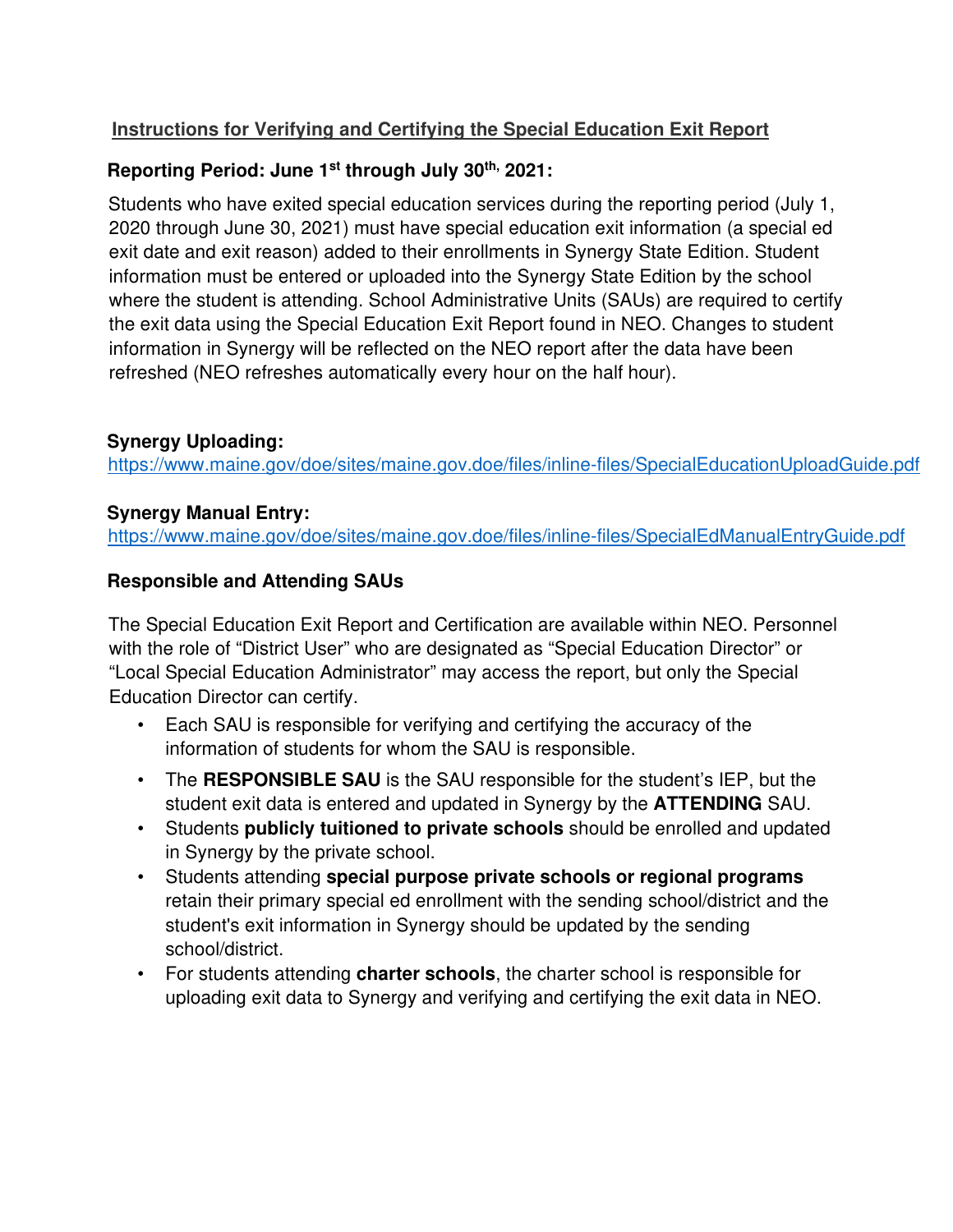## Instructions for Verifying and Certifying the Special Education Exit Report

### Reporting Period: June 1st through July 30th, 2021:

Students who have exited special education services during the reporting period (July 1, 2020 through June 30, 2021) must have special education exit information (a special ed exit date and exit reason) added to their enrollments in Synergy State Edition. Student information must be entered or uploaded into the Synergy State Edition by the school where the student is attending. School Administrative Units (SAUs) are required to certify the exit data using the Special Education Exit Report found in NEO. Changes to student information in Synergy will be reflected on the NEO report after the data have been refreshed (NEO refreshes automatically every hour on the half hour).

**Synergy Uploading:**
https://www.maine.gov/doe/sites/maine.gov.doe/files/inline-files/SpecialEducationUploadGuide.pdf

**Synergy Manual Entry:**
https://www.maine.gov/doe/sites/maine.gov.doe/files/inline-files/SpecialEdManualEntryGuide.pdf

### Responsible and Attending SAUs

The Special Education Exit Report and Certification are available within NEO. Personnel with the role of "District User" who are designated as "Special Education Director" or "Local Special Education Administrator" may access the report, but only the Special Education Director can certify.

- Each SAU is responsible for verifying and certifying the accuracy of the information of students for whom the SAU is responsible.
- The **RESPONSIBLE SAU** is the SAU responsible for the student's IEP, but the student exit data is entered and updated in Synergy by the **ATTENDING** SAU.
- Students **publicly tuitioned to private schools** should be enrolled and updated in Synergy by the private school.
- Students attending **special purpose private schools or regional programs** retain their primary special ed enrollment with the sending school/district and the student's exit information in Synergy should be updated by the sending school/district.
- For students attending **charter schools**, the charter school is responsible for uploading exit data to Synergy and verifying and certifying the exit data in NEO.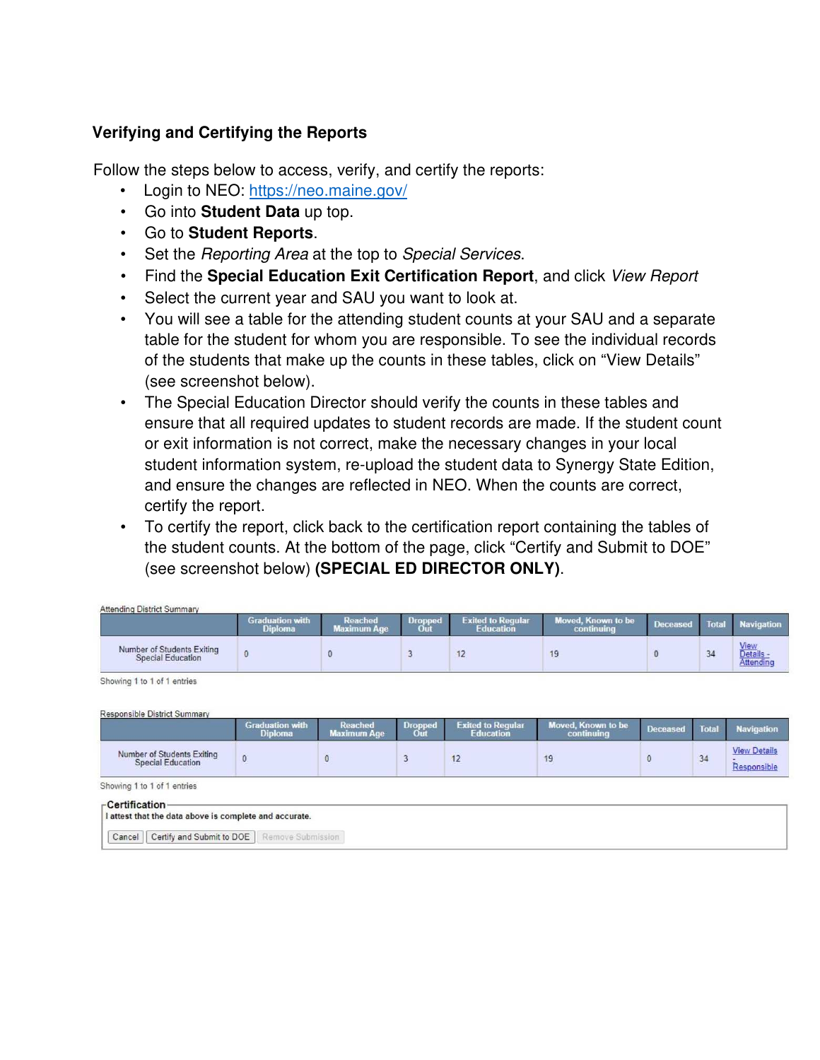### Verifying and Certifying the Reports

Follow the steps below to access, verify, and certify the reports:

- Login to NEO: https://neo.maine.gov/
- Go into **Student Data** up top.
- Go to **Student Reports**.
- Set the *Reporting Area* at the top to *Special Services*.
- Find the **Special Education Exit Certification Report**, and click *View Report*
- Select the current year and SAU you want to look at.
- You will see a table for the attending student counts at your SAU and a separate table for the student for whom you are responsible. To see the individual records of the students that make up the counts in these tables, click on "View Details" (see screenshot below).
- The Special Education Director should verify the counts in these tables and ensure that all required updates to student records are made. If the student count or exit information is not correct, make the necessary changes in your local student information system, re-upload the student data to Synergy State Edition, and ensure the changes are reflected in NEO. When the counts are correct, certify the report.
- To certify the report, click back to the certification report containing the tables of the student counts. At the bottom of the page, click "Certify and Submit to DOE" (see screenshot below) **(SPECIAL ED DIRECTOR ONLY)**.

Attending District Summary

| | Graduation with Diploma | Reached Maximum Age | Dropped Out | Exited to Regular Education | Moved, Known to be continuing | Deceased | Total | Navigation |
|---|---|---|---|---|---|---|---|---|
| Number of Students Exiting Special Education | 0 | 0 | 3 | 12 | 19 | 0 | 34 | View Details - Attending |

Showing 1 to 1 of 1 entries

Responsible District Summary

| | Graduation with Diploma | Reached Maximum Age | Dropped Out | Exited to Regular Education | Moved, Known to be continuing | Deceased | Total | Navigation |
|---|---|---|---|---|---|---|---|---|
| Number of Students Exiting Special Education | 0 | 0 | 3 | 12 | 19 | 0 | 34 | View Details - Responsible |

Showing 1 to 1 of 1 entries

Certification

I attest that the data above is complete and accurate.

Cancel | Certify and Submit to DOE | Remove Submission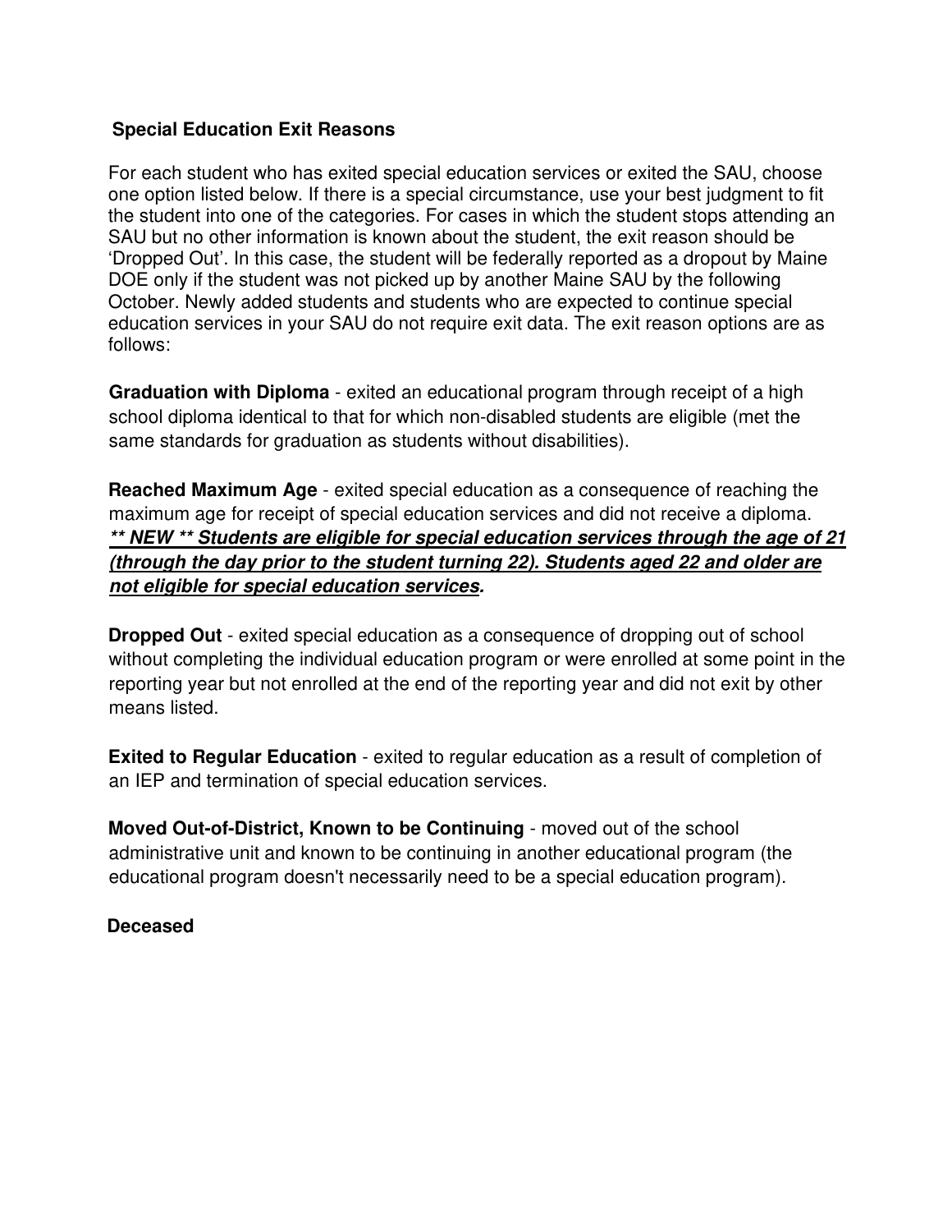## Special Education Exit Reasons

For each student who has exited special education services or exited the SAU, choose one option listed below. If there is a special circumstance, use your best judgment to fit the student into one of the categories. For cases in which the student stops attending an SAU but no other information is known about the student, the exit reason should be 'Dropped Out'. In this case, the student will be federally reported as a dropout by Maine DOE only if the student was not picked up by another Maine SAU by the following October. Newly added students and students who are expected to continue special education services in your SAU do not require exit data. The exit reason options are as follows:

**Graduation with Diploma** - exited an educational program through receipt of a high school diploma identical to that for which non-disabled students are eligible (met the same standards for graduation as students without disabilities).

**Reached Maximum Age** - exited special education as a consequence of reaching the maximum age for receipt of special education services and did not receive a diploma. ***\*\* NEW \*\* Students are eligible for special education services through the age of 21 (through the day prior to the student turning 22). Students aged 22 and older are not eligible for special education services.***

**Dropped Out** - exited special education as a consequence of dropping out of school without completing the individual education program or were enrolled at some point in the reporting year but not enrolled at the end of the reporting year and did not exit by other means listed.

**Exited to Regular Education** - exited to regular education as a result of completion of an IEP and termination of special education services.

**Moved Out-of-District, Known to be Continuing** - moved out of the school administrative unit and known to be continuing in another educational program (the educational program doesn't necessarily need to be a special education program).

**Deceased**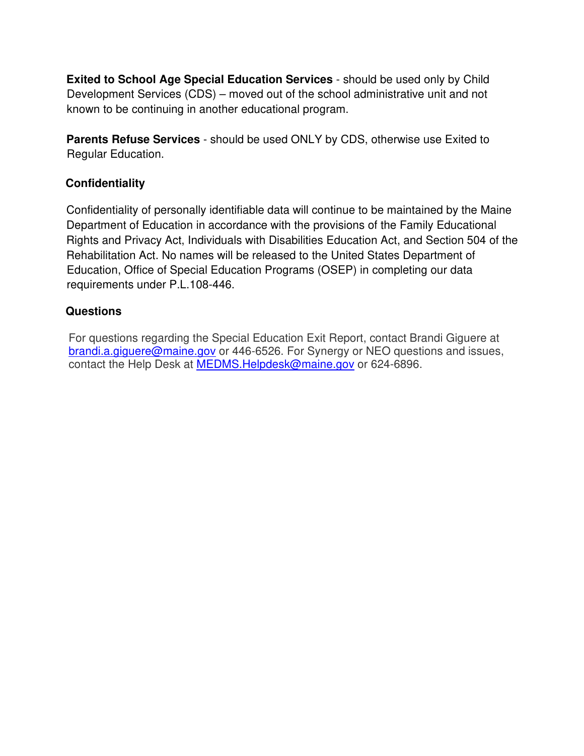**Exited to School Age Special Education Services** - should be used only by Child Development Services (CDS) – moved out of the school administrative unit and not known to be continuing in another educational program.

**Parents Refuse Services** - should be used ONLY by CDS, otherwise use Exited to Regular Education.

## Confidentiality

Confidentiality of personally identifiable data will continue to be maintained by the Maine Department of Education in accordance with the provisions of the Family Educational Rights and Privacy Act, Individuals with Disabilities Education Act, and Section 504 of the Rehabilitation Act. No names will be released to the United States Department of Education, Office of Special Education Programs (OSEP) in completing our data requirements under P.L.108-446.

## Questions

For questions regarding the Special Education Exit Report, contact Brandi Giguere at brandi.a.giguere@maine.gov or 446-6526. For Synergy or NEO questions and issues, contact the Help Desk at MEDMS.Helpdesk@maine.gov or 624-6896.